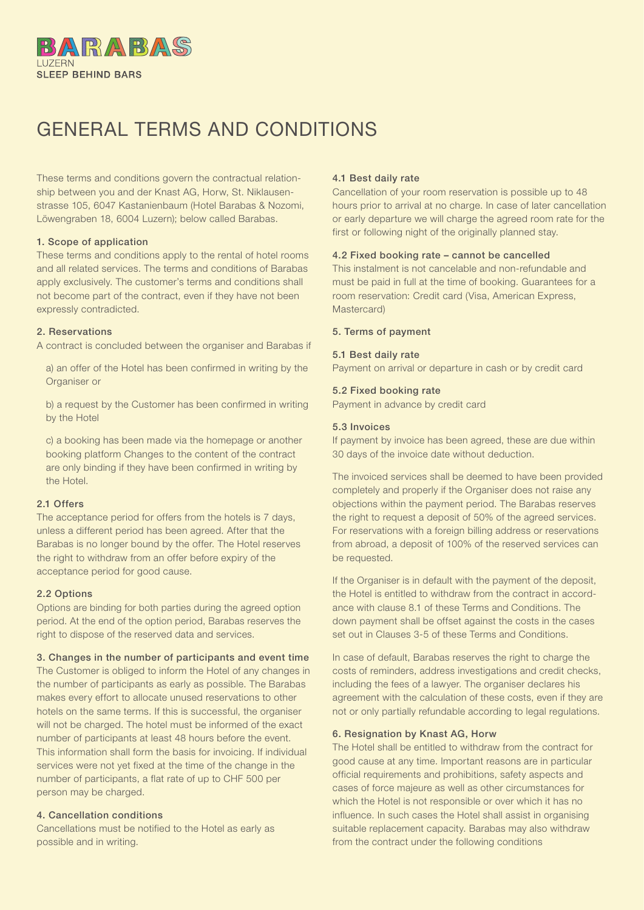BARABAS
LUZERN
SLEEP BEHIND BARS

# GENERAL TERMS AND CONDITIONS

These terms and conditions govern the contractual relationship between you and der Knast AG, Horw, St. Niklausenstrasse 105, 6047 Kastanienbaum (Hotel Barabas & Nozomi, Löwengraben 18, 6004 Luzern); below called Barabas.

### 1. Scope of application

These terms and conditions apply to the rental of hotel rooms and all related services. The terms and conditions of Barabas apply exclusively. The customer's terms and conditions shall not become part of the contract, even if they have not been expressly contradicted.

### 2. Reservations

A contract is concluded between the organiser and Barabas if

a) an offer of the Hotel has been confirmed in writing by the Organiser or

b) a request by the Customer has been confirmed in writing by the Hotel

c) a booking has been made via the homepage or another booking platform Changes to the content of the contract are only binding if they have been confirmed in writing by the Hotel.

### 2.1 Offers

The acceptance period for offers from the hotels is 7 days, unless a different period has been agreed. After that the Barabas is no longer bound by the offer. The Hotel reserves the right to withdraw from an offer before expiry of the acceptance period for good cause.

### 2.2 Options

Options are binding for both parties during the agreed option period. At the end of the option period, Barabas reserves the right to dispose of the reserved data and services.

### 3. Changes in the number of participants and event time

The Customer is obliged to inform the Hotel of any changes in the number of participants as early as possible. The Barabas makes every effort to allocate unused reservations to other hotels on the same terms. If this is successful, the organiser will not be charged. The hotel must be informed of the exact number of participants at least 48 hours before the event. This information shall form the basis for invoicing. If individual services were not yet fixed at the time of the change in the number of participants, a flat rate of up to CHF 500 per person may be charged.

### 4. Cancellation conditions

Cancellations must be notified to the Hotel as early as possible and in writing.

### 4.1 Best daily rate

Cancellation of your room reservation is possible up to 48 hours prior to arrival at no charge. In case of later cancellation or early departure we will charge the agreed room rate for the first or following night of the originally planned stay.

### 4.2 Fixed booking rate – cannot be cancelled

This instalment is not cancelable and non-refundable and must be paid in full at the time of booking. Guarantees for a room reservation: Credit card (Visa, American Express, Mastercard)

### 5. Terms of payment

### 5.1 Best daily rate

Payment on arrival or departure in cash or by credit card

### 5.2 Fixed booking rate

Payment in advance by credit card

### 5.3 Invoices

If payment by invoice has been agreed, these are due within 30 days of the invoice date without deduction.

The invoiced services shall be deemed to have been provided completely and properly if the Organiser does not raise any objections within the payment period. The Barabas reserves the right to request a deposit of 50% of the agreed services. For reservations with a foreign billing address or reservations from abroad, a deposit of 100% of the reserved services can be requested.

If the Organiser is in default with the payment of the deposit, the Hotel is entitled to withdraw from the contract in accordance with clause 8.1 of these Terms and Conditions. The down payment shall be offset against the costs in the cases set out in Clauses 3-5 of these Terms and Conditions.

In case of default, Barabas reserves the right to charge the costs of reminders, address investigations and credit checks, including the fees of a lawyer. The organiser declares his agreement with the calculation of these costs, even if they are not or only partially refundable according to legal regulations.

### 6. Resignation by Knast AG, Horw

The Hotel shall be entitled to withdraw from the contract for good cause at any time. Important reasons are in particular official requirements and prohibitions, safety aspects and cases of force majeure as well as other circumstances for which the Hotel is not responsible or over which it has no influence. In such cases the Hotel shall assist in organising suitable replacement capacity. Barabas may also withdraw from the contract under the following conditions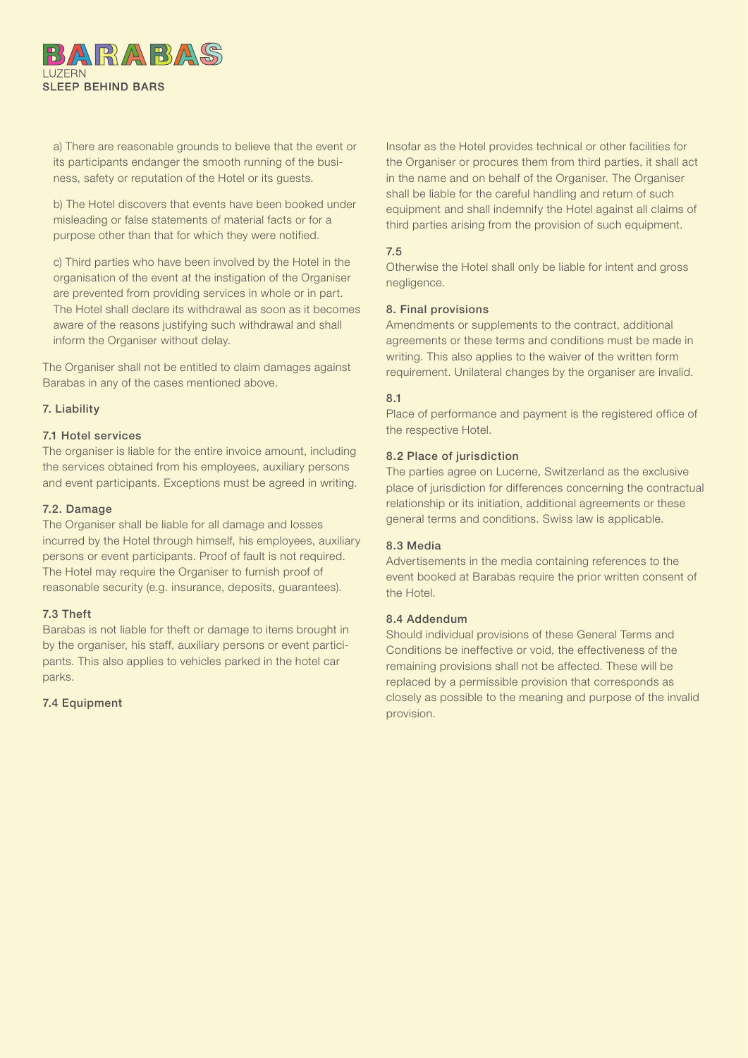a) There are reasonable grounds to believe that the event or its participants endanger the smooth running of the business, safety or reputation of the Hotel or its guests.

b) The Hotel discovers that events have been booked under misleading or false statements of material facts or for a purpose other than that for which they were notified.

c) Third parties who have been involved by the Hotel in the organisation of the event at the instigation of the Organiser are prevented from providing services in whole or in part. The Hotel shall declare its withdrawal as soon as it becomes aware of the reasons justifying such withdrawal and shall inform the Organiser without delay.

The Organiser shall not be entitled to claim damages against Barabas in any of the cases mentioned above.

### 7. Liability

#### 7.1 Hotel services

The organiser is liable for the entire invoice amount, including the services obtained from his employees, auxiliary persons and event participants. Exceptions must be agreed in writing.

#### 7.2. Damage

The Organiser shall be liable for all damage and losses incurred by the Hotel through himself, his employees, auxiliary persons or event participants. Proof of fault is not required. The Hotel may require the Organiser to furnish proof of reasonable security (e.g. insurance, deposits, guarantees).

#### 7.3 Theft

Barabas is not liable for theft or damage to items brought in by the organiser, his staff, auxiliary persons or event participants. This also applies to vehicles parked in the hotel car parks.

#### 7.4 Equipment

Insofar as the Hotel provides technical or other facilities for the Organiser or procures them from third parties, it shall act in the name and on behalf of the Organiser. The Organiser shall be liable for the careful handling and return of such equipment and shall indemnify the Hotel against all claims of third parties arising from the provision of such equipment.

#### 7.5

Otherwise the Hotel shall only be liable for intent and gross negligence.

### 8. Final provisions

Amendments or supplements to the contract, additional agreements or these terms and conditions must be made in writing. This also applies to the waiver of the written form requirement. Unilateral changes by the organiser are invalid.

#### 8.1

Place of performance and payment is the registered office of the respective Hotel.

#### 8.2 Place of jurisdiction

The parties agree on Lucerne, Switzerland as the exclusive place of jurisdiction for differences concerning the contractual relationship or its initiation, additional agreements or these general terms and conditions. Swiss law is applicable.

#### 8.3 Media

Advertisements in the media containing references to the event booked at Barabas require the prior written consent of the Hotel.

#### 8.4 Addendum

Should individual provisions of these General Terms and Conditions be ineffective or void, the effectiveness of the remaining provisions shall not be affected. These will be replaced by a permissible provision that corresponds as closely as possible to the meaning and purpose of the invalid provision.